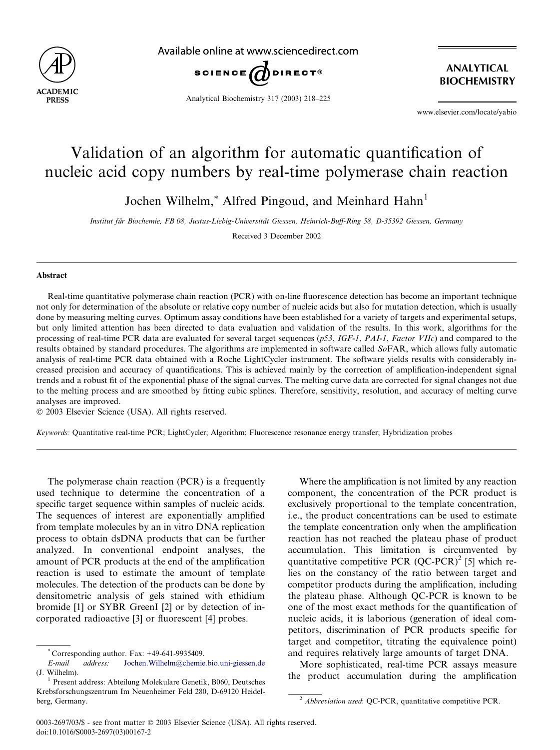# Validation of an algorithm for automatic quantification of nucleic acid copy numbers by real-time polymerase chain reaction

Jochen Wilhelm,* Alfred Pingoud, and Meinhard Hahn[1]

*Institut für Biochemie, FB 08, Justus-Liebig-Universität Giessen, Heinrich-Buff-Ring 58, D-35392 Giessen, Germany*

Received 3 December 2002

## Abstract

Real-time quantitative polymerase chain reaction (PCR) with on-line fluorescence detection has become an important technique not only for determination of the absolute or relative copy number of nucleic acids but also for mutation detection, which is usually done by measuring melting curves. Optimum assay conditions have been established for a variety of targets and experimental setups, but only limited attention has been directed to data evaluation and validation of the results. In this work, algorithms for the processing of real-time PCR data are evaluated for several target sequences (*p53*, *IGF-1*, *PAI-1*, *Factor VIIc*) and compared to the results obtained by standard procedures. The algorithms are implemented in software called *So*FAR, which allows fully automatic analysis of real-time PCR data obtained with a Roche LightCycler instrument. The software yields results with considerably increased precision and accuracy of quantifications. This is achieved mainly by the correction of amplification-independent signal trends and a robust fit of the exponential phase of the signal curves. The melting curve data are corrected for signal changes not due to the melting process and are smoothed by fitting cubic splines. Therefore, sensitivity, resolution, and accuracy of melting curve analyses are improved.

© 2003 Elsevier Science (USA). All rights reserved.

*Keywords:* Quantitative real-time PCR; LightCycler; Algorithm; Fluorescence resonance energy transfer; Hybridization probes

The polymerase chain reaction (PCR) is a frequently used technique to determine the concentration of a specific target sequence within samples of nucleic acids. The sequences of interest are exponentially amplified from template molecules by an in vitro DNA replication process to obtain dsDNA products that can be further analyzed. In conventional endpoint analyses, the amount of PCR products at the end of the amplification reaction is used to estimate the amount of template molecules. The detection of the products can be done by densitometric analysis of gels stained with ethidium bromide [1] or SYBR GreenI [2] or by detection of incorporated radioactive [3] or fluorescent [4] probes.

Where the amplification is not limited by any reaction component, the concentration of the PCR product is exclusively proportional to the template concentration, i.e., the product concentrations can be used to estimate the template concentration only when the amplification reaction has not reached the plateau phase of product accumulation. This limitation is circumvented by quantitative competitive PCR (QC-PCR)[2] [5] which relies on the constancy of the ratio between target and competitor products during the amplification, including the plateau phase. Although QC-PCR is known to be one of the most exact methods for the quantification of nucleic acids, it is laborious (generation of ideal competitors, discrimination of PCR products specific for target and competitor, titrating the equivalence point) and requires relatively large amounts of target DNA.

More sophisticated, real-time PCR assays measure the product accumulation during the amplification

---

\* Corresponding author. Fax: +49-641-9935409.
*E-mail address:* Jochen.Wilhelm@chemie.bio.uni-giessen.de (J. Wilhelm).

[1] Present address: Abteilung Molekulare Genetik, B060, Deutsches Krebsforschungszentrum Im Neuenheimer Feld 280, D-69120 Heidelberg, Germany.

[2] *Abbreviation used*: QC-PCR, quantitative competitive PCR.

0003-2697/03/$ - see front matter © 2003 Elsevier Science (USA). All rights reserved.
doi:10.1016/S0003-2697(03)00167-2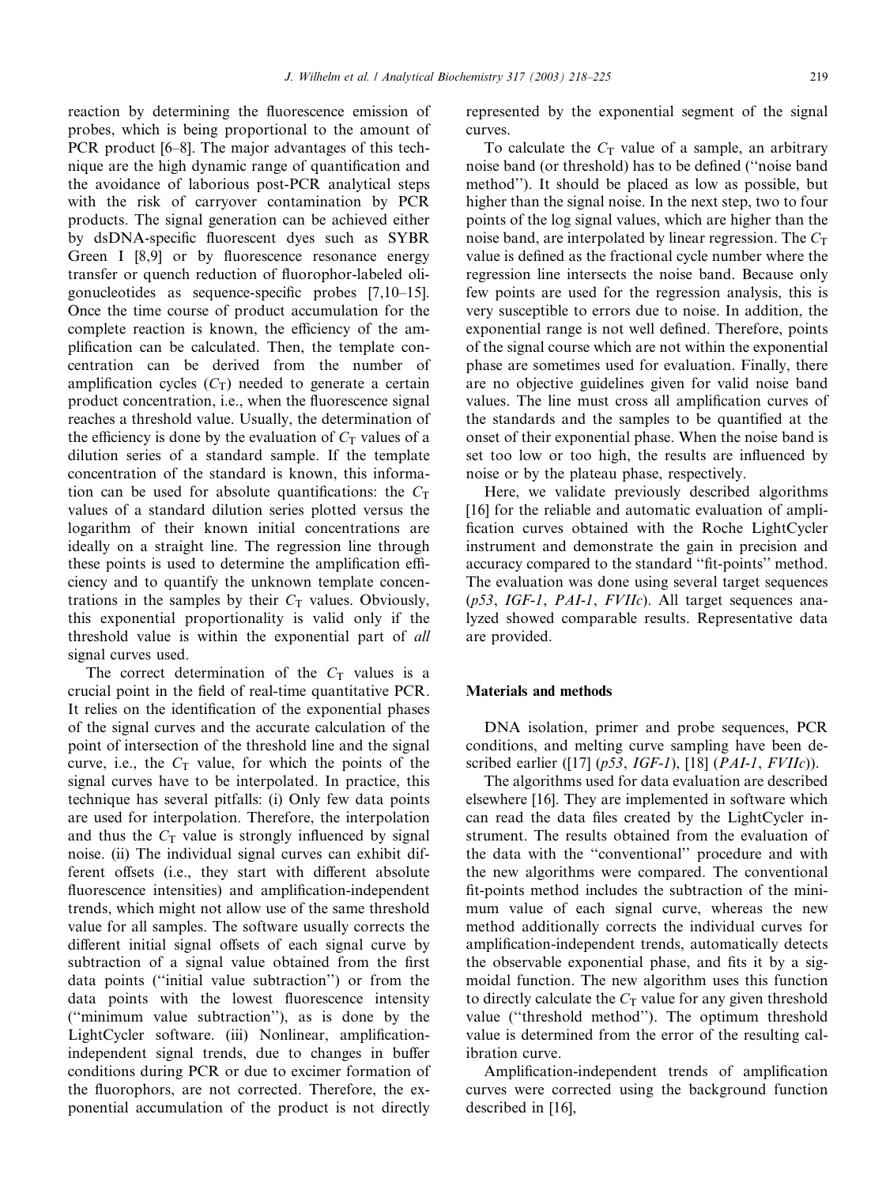reaction by determining the fluorescence emission of probes, which is being proportional to the amount of PCR product [6–8]. The major advantages of this technique are the high dynamic range of quantification and the avoidance of laborious post-PCR analytical steps with the risk of carryover contamination by PCR products. The signal generation can be achieved either by dsDNA-specific fluorescent dyes such as SYBR Green I [8,9] or by fluorescence resonance energy transfer or quench reduction of fluorophor-labeled oligonucleotides as sequence-specific probes [7,10–15]. Once the time course of product accumulation for the complete reaction is known, the efficiency of the amplification can be calculated. Then, the template concentration can be derived from the number of amplification cycles ($C_T$) needed to generate a certain product concentration, i.e., when the fluorescence signal reaches a threshold value. Usually, the determination of the efficiency is done by the evaluation of $C_T$ values of a dilution series of a standard sample. If the template concentration of the standard is known, this information can be used for absolute quantifications: the $C_T$ values of a standard dilution series plotted versus the logarithm of their known initial concentrations are ideally on a straight line. The regression line through these points is used to determine the amplification efficiency and to quantify the unknown template concentrations in the samples by their $C_T$ values. Obviously, this exponential proportionality is valid only if the threshold value is within the exponential part of *all* signal curves used.

The correct determination of the $C_T$ values is a crucial point in the field of real-time quantitative PCR. It relies on the identification of the exponential phases of the signal curves and the accurate calculation of the point of intersection of the threshold line and the signal curve, i.e., the $C_T$ value, for which the points of the signal curves have to be interpolated. In practice, this technique has several pitfalls: (i) Only few data points are used for interpolation. Therefore, the interpolation and thus the $C_T$ value is strongly influenced by signal noise. (ii) The individual signal curves can exhibit different offsets (i.e., they start with different absolute fluorescence intensities) and amplification-independent trends, which might not allow use of the same threshold value for all samples. The software usually corrects the different initial signal offsets of each signal curve by subtraction of a signal value obtained from the first data points ("initial value subtraction") or from the data points with the lowest fluorescence intensity ("minimum value subtraction"), as is done by the LightCycler software. (iii) Nonlinear, amplification-independent signal trends, due to changes in buffer conditions during PCR or due to excimer formation of the fluorophors, are not corrected. Therefore, the exponential accumulation of the product is not directly represented by the exponential segment of the signal curves.

To calculate the $C_T$ value of a sample, an arbitrary noise band (or threshold) has to be defined ("noise band method"). It should be placed as low as possible, but higher than the signal noise. In the next step, two to four points of the log signal values, which are higher than the noise band, are interpolated by linear regression. The $C_T$ value is defined as the fractional cycle number where the regression line intersects the noise band. Because only few points are used for the regression analysis, this is very susceptible to errors due to noise. In addition, the exponential range is not well defined. Therefore, points of the signal course which are not within the exponential phase are sometimes used for evaluation. Finally, there are no objective guidelines given for valid noise band values. The line must cross all amplification curves of the standards and the samples to be quantified at the onset of their exponential phase. When the noise band is set too low or too high, the results are influenced by noise or by the plateau phase, respectively.

Here, we validate previously described algorithms [16] for the reliable and automatic evaluation of amplification curves obtained with the Roche LightCycler instrument and demonstrate the gain in precision and accuracy compared to the standard "fit-points" method. The evaluation was done using several target sequences (*p53*, *IGF-1*, *PAI-1*, *FVIIc*). All target sequences analyzed showed comparable results. Representative data are provided.

## Materials and methods

DNA isolation, primer and probe sequences, PCR conditions, and melting curve sampling have been described earlier ([17] (*p53*, *IGF-1*), [18] (*PAI-1*, *FVIIc*)).

The algorithms used for data evaluation are described elsewhere [16]. They are implemented in software which can read the data files created by the LightCycler instrument. The results obtained from the evaluation of the data with the "conventional" procedure and with the new algorithms were compared. The conventional fit-points method includes the subtraction of the minimum value of each signal curve, whereas the new method additionally corrects the individual curves for amplification-independent trends, automatically detects the observable exponential phase, and fits it by a sigmoidal function. The new algorithm uses this function to directly calculate the $C_T$ value for any given threshold value ("threshold method"). The optimum threshold value is determined from the error of the resulting calibration curve.

Amplification-independent trends of amplification curves were corrected using the background function described in [16],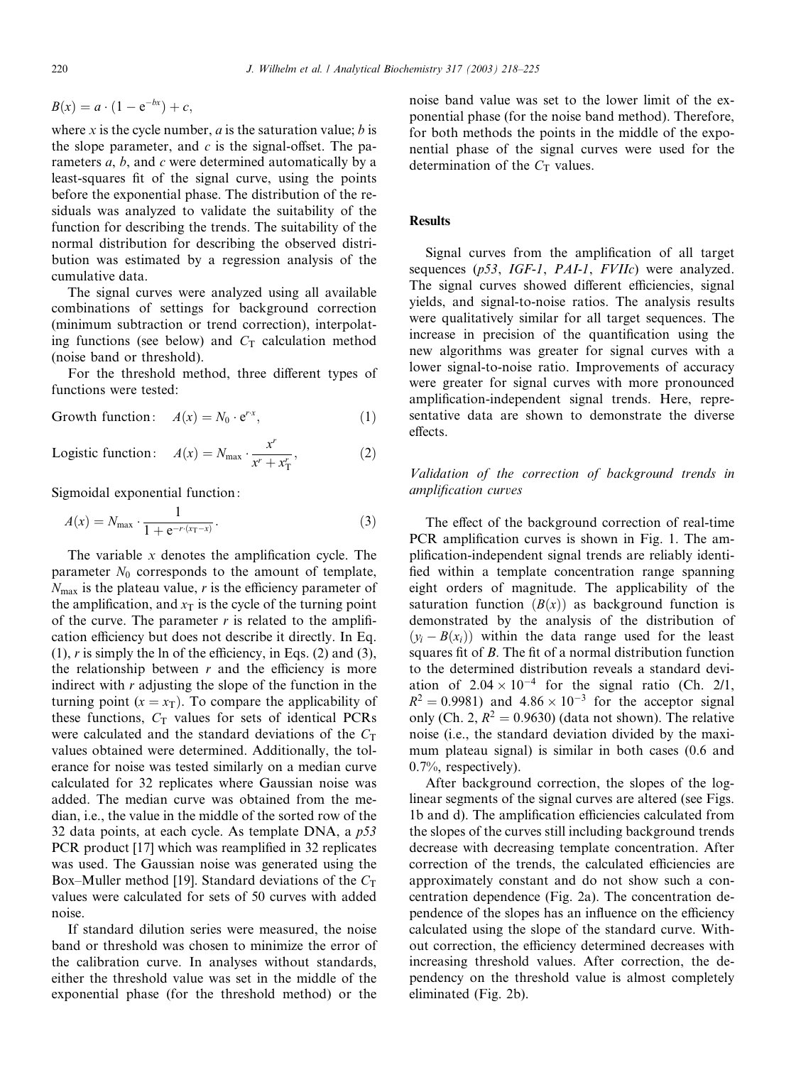$$B(x) = a \cdot (1 - e^{-bx}) + c,$$

where $x$ is the cycle number, $a$ is the saturation value; $b$ is the slope parameter, and $c$ is the signal-offset. The parameters $a$, $b$, and $c$ were determined automatically by a least-squares fit of the signal curve, using the points before the exponential phase. The distribution of the residuals was analyzed to validate the suitability of the function for describing the trends. The suitability of the normal distribution for describing the observed distribution was estimated by a regression analysis of the cumulative data.

The signal curves were analyzed using all available combinations of settings for background correction (minimum subtraction or trend correction), interpolating functions (see below) and $C_T$ calculation method (noise band or threshold).

For the threshold method, three different types of functions were tested:

$$\text{Growth function:} \quad A(x) = N_0 \cdot e^{r \cdot x}, \tag{1}$$

$$\text{Logistic function:} \quad A(x) = N_{max} \cdot \frac{x^r}{x^r + x_T^r}, \tag{2}$$

Sigmoidal exponential function:

$$A(x) = N_{max} \cdot \frac{1}{1 + e^{-r \cdot (x_T - x)}}. \tag{3}$$

The variable $x$ denotes the amplification cycle. The parameter $N_0$ corresponds to the amount of template, $N_{max}$ is the plateau value, $r$ is the efficiency parameter of the amplification, and $x_T$ is the cycle of the turning point of the curve. The parameter $r$ is related to the amplification efficiency but does not describe it directly. In Eq. (1), $r$ is simply the ln of the efficiency, in Eqs. (2) and (3), the relationship between $r$ and the efficiency is more indirect with $r$ adjusting the slope of the function in the turning point ($x = x_T$). To compare the applicability of these functions, $C_T$ values for sets of identical PCRs were calculated and the standard deviations of the $C_T$ values obtained were determined. Additionally, the tolerance for noise was tested similarly on a median curve calculated for 32 replicates where Gaussian noise was added. The median curve was obtained from the median, i.e., the value in the middle of the sorted row of the 32 data points, at each cycle. As template DNA, a *p53* PCR product [17] which was reamplified in 32 replicates was used. The Gaussian noise was generated using the Box–Muller method [19]. Standard deviations of the $C_T$ values were calculated for sets of 50 curves with added noise.

If standard dilution series were measured, the noise band or threshold was chosen to minimize the error of the calibration curve. In analyses without standards, either the threshold value was set in the middle of the exponential phase (for the threshold method) or the noise band value was set to the lower limit of the exponential phase (for the noise band method). Therefore, for both methods the points in the middle of the exponential phase of the signal curves were used for the determination of the $C_T$ values.

## Results

Signal curves from the amplification of all target sequences (*p53*, *IGF-1*, *PAI-1*, *FVIIc*) were analyzed. The signal curves showed different efficiencies, signal yields, and signal-to-noise ratios. The analysis results were qualitatively similar for all target sequences. The increase in precision of the quantification using the new algorithms was greater for signal curves with a lower signal-to-noise ratio. Improvements of accuracy were greater for signal curves with more pronounced amplification-independent signal trends. Here, representative data are shown to demonstrate the diverse effects.

### *Validation of the correction of background trends in amplification curves*

The effect of the background correction of real-time PCR amplification curves is shown in Fig. 1. The amplification-independent signal trends are reliably identified within a template concentration range spanning eight orders of magnitude. The applicability of the saturation function ($B(x)$) as background function is demonstrated by the analysis of the distribution of $(y_i - B(x_i))$ within the data range used for the least squares fit of $B$. The fit of a normal distribution function to the determined distribution reveals a standard deviation of $2.04 \times 10^{-4}$ for the signal ratio (Ch. 2/1, $R^2 = 0.9981$) and $4.86 \times 10^{-3}$ for the acceptor signal only (Ch. 2, $R^2 = 0.9630$) (data not shown). The relative noise (i.e., the standard deviation divided by the maximum plateau signal) is similar in both cases (0.6 and 0.7%, respectively).

After background correction, the slopes of the log-linear segments of the signal curves are altered (see Figs. 1b and d). The amplification efficiencies calculated from the slopes of the curves still including background trends decrease with decreasing template concentration. After correction of the trends, the calculated efficiencies are approximately constant and do not show such a concentration dependence (Fig. 2a). The concentration dependence of the slopes has an influence on the efficiency calculated using the slope of the standard curve. Without correction, the efficiency determined decreases with increasing threshold values. After correction, the dependency on the threshold value is almost completely eliminated (Fig. 2b).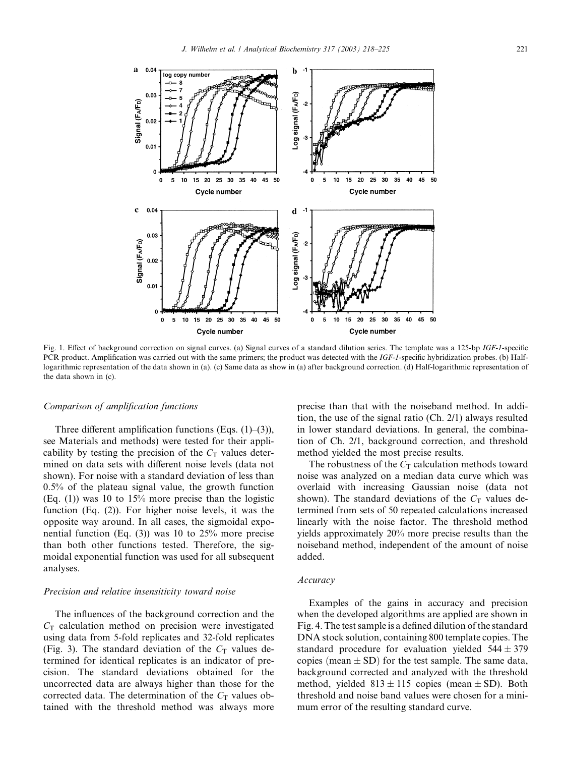Fig. 1. Effect of background correction on signal curves. (a) Signal curves of a standard dilution series. The template was a 125-bp *IGF-1*-specific PCR product. Amplification was carried out with the same primers; the product was detected with the *IGF-1*-specific hybridization probes. (b) Half-logarithmic representation of the data shown in (a). (c) Same data as show in (a) after background correction. (d) Half-logarithmic representation of the data shown in (c).

### Comparison of amplification functions

Three different amplification functions (Eqs. (1)–(3)), see Materials and methods) were tested for their applicability by testing the precision of the $C_T$ values determined on data sets with different noise levels (data not shown). For noise with a standard deviation of less than 0.5% of the plateau signal value, the growth function (Eq. (1)) was 10 to 15% more precise than the logistic function (Eq. (2)). For higher noise levels, it was the opposite way around. In all cases, the sigmoidal exponential function (Eq. (3)) was 10 to 25% more precise than both other functions tested. Therefore, the sigmoidal exponential function was used for all subsequent analyses.

### Precision and relative insensitivity toward noise

The influences of the background correction and the $C_T$ calculation method on precision were investigated using data from 5-fold replicates and 32-fold replicates (Fig. 3). The standard deviation of the $C_T$ values determined for identical replicates is an indicator of precision. The standard deviations obtained for the uncorrected data are always higher than those for the corrected data. The determination of the $C_T$ values obtained with the threshold method was always more precise than that with the noiseband method. In addition, the use of the signal ratio (Ch. 2/1) always resulted in lower standard deviations. In general, the combination of Ch. 2/1, background correction, and threshold method yielded the most precise results.

The robustness of the $C_T$ calculation methods toward noise was analyzed on a median data curve which was overlaid with increasing Gaussian noise (data not shown). The standard deviations of the $C_T$ values determined from sets of 50 repeated calculations increased linearly with the noise factor. The threshold method yields approximately 20% more precise results than the noiseband method, independent of the amount of noise added.

### Accuracy

Examples of the gains in accuracy and precision when the developed algorithms are applied are shown in Fig. 4. The test sample is a defined dilution of the standard DNA stock solution, containing 800 template copies. The standard procedure for evaluation yielded $544 \pm 379$ copies (mean $\pm$ SD) for the test sample. The same data, background corrected and analyzed with the threshold method, yielded $813 \pm 115$ copies (mean $\pm$ SD). Both threshold and noise band values were chosen for a minimum error of the resulting standard curve.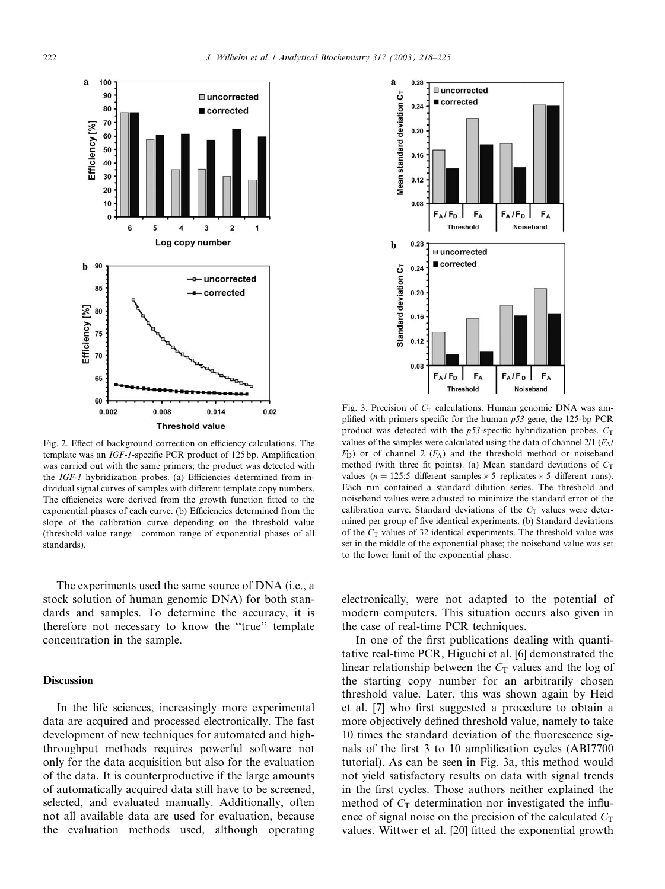Fig. 2. Effect of background correction on efficiency calculations. The template was an *IGF-1*-specific PCR product of 125 bp. Amplification was carried out with the same primers; the product was detected with the *IGF-1* hybridization probes. (a) Efficiencies determined from individual signal curves of samples with different template copy numbers. The efficiencies were derived from the growth function fitted to the exponential phases of each curve. (b) Efficiencies determined from the slope of the calibration curve depending on the threshold value (threshold value range = common range of exponential phases of all standards).

Fig. 3. Precision of $C_T$ calculations. Human genomic DNA was amplified with primers specific for the human *p53* gene; the 125-bp PCR product was detected with the *p53*-specific hybridization probes. $C_T$ values of the samples were calculated using the data of channel 2/1 ($F_A/F_D$) or of channel 2 ($F_A$) and the threshold method or noiseband method (with three fit points). (a) Mean standard deviations of $C_T$ values ($n = 125$:5 different samples × 5 replicates × 5 different runs). Each run contained a standard dilution series. The threshold and noiseband values were adjusted to minimize the standard error of the calibration curve. Standard deviations of the $C_T$ values were determined per group of five identical experiments. (b) Standard deviations of the $C_T$ values of 32 identical experiments. The threshold value was set in the middle of the exponential phase; the noiseband value was set to the lower limit of the exponential phase.

The experiments used the same source of DNA (i.e., a stock solution of human genomic DNA) for both standards and samples. To determine the accuracy, it is therefore not necessary to know the "true" template concentration in the sample.

## Discussion

In the life sciences, increasingly more experimental data are acquired and processed electronically. The fast development of new techniques for automated and high-throughput methods requires powerful software not only for the data acquisition but also for the evaluation of the data. It is counterproductive if the large amounts of automatically acquired data still have to be screened, selected, and evaluated manually. Additionally, often not all available data are used for evaluation, because the evaluation methods used, although operating electronically, were not adapted to the potential of modern computers. This situation occurs also given in the case of real-time PCR techniques.

In one of the first publications dealing with quantitative real-time PCR, Higuchi et al. [6] demonstrated the linear relationship between the $C_T$ values and the log of the starting copy number for an arbitrarily chosen threshold value. Later, this was shown again by Heid et al. [7] who first suggested a procedure to obtain a more objectively defined threshold value, namely to take 10 times the standard deviation of the fluorescence signals of the first 3 to 10 amplification cycles (ABI7700 tutorial). As can be seen in Fig. 3a, this method would not yield satisfactory results on data with signal trends in the first cycles. Those authors neither explained the method of $C_T$ determination nor investigated the influence of signal noise on the precision of the calculated $C_T$ values. Wittwer et al. [20] fitted the exponential growth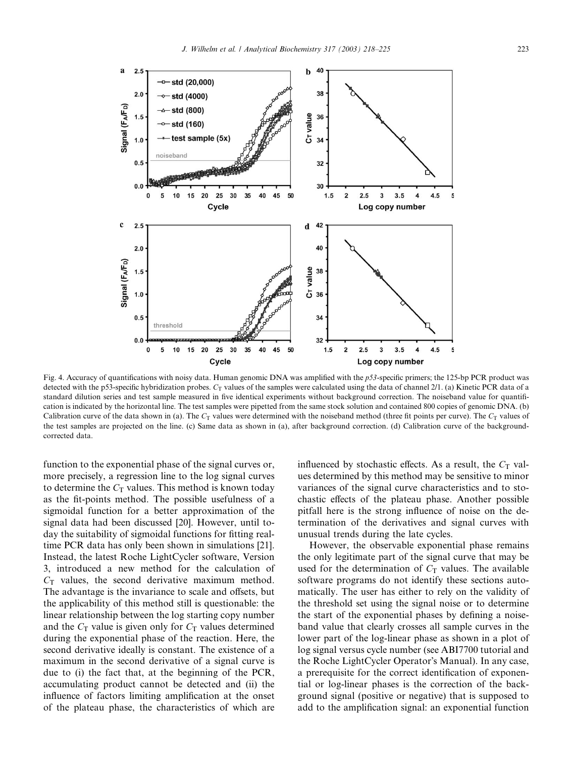Fig. 4. Accuracy of quantifications with noisy data. Human genomic DNA was amplified with the *p53*-specific primers; the 125-bp PCR product was detected with the p53-specific hybridization probes. $C_T$ values of the samples were calculated using the data of channel 2/1. (a) Kinetic PCR data of a standard dilution series and test sample measured in five identical experiments without background correction. The noiseband value for quantification is indicated by the horizontal line. The test samples were pipetted from the same stock solution and contained 800 copies of genomic DNA. (b) Calibration curve of the data shown in (a). The $C_T$ values were determined with the noiseband method (three fit points per curve). The $C_T$ values of the test samples are projected on the line. (c) Same data as shown in (a), after background correction. (d) Calibration curve of the background-corrected data.

function to the exponential phase of the signal curves or, more precisely, a regression line to the log signal curves to determine the $C_T$ values. This method is known today as the fit-points method. The possible usefulness of a sigmoidal function for a better approximation of the signal data had been discussed [20]. However, until today the suitability of sigmoidal functions for fitting real-time PCR data has only been shown in simulations [21]. Instead, the latest Roche LightCycler software, Version 3, introduced a new method for the calculation of $C_T$ values, the second derivative maximum method. The advantage is the invariance to scale and offsets, but the applicability of this method still is questionable: the linear relationship between the log starting copy number and the $C_T$ value is given only for $C_T$ values determined during the exponential phase of the reaction. Here, the second derivative ideally is constant. The existence of a maximum in the second derivative of a signal curve is due to (i) the fact that, at the beginning of the PCR, accumulating product cannot be detected and (ii) the influence of factors limiting amplification at the onset of the plateau phase, the characteristics of which are influenced by stochastic effects. As a result, the $C_T$ values determined by this method may be sensitive to minor variances of the signal curve characteristics and to stochastic effects of the plateau phase. Another possible pitfall here is the strong influence of noise on the determination of the derivatives and signal curves with unusual trends during the late cycles.

However, the observable exponential phase remains the only legitimate part of the signal curve that may be used for the determination of $C_T$ values. The available software programs do not identify these sections automatically. The user has either to rely on the validity of the threshold set using the signal noise or to determine the start of the exponential phases by defining a noiseband value that clearly crosses all sample curves in the lower part of the log-linear phase as shown in a plot of log signal versus cycle number (see ABI7700 tutorial and the Roche LightCycler Operator's Manual). In any case, a prerequisite for the correct identification of exponential or log-linear phases is the correction of the background signal (positive or negative) that is supposed to add to the amplification signal: an exponential function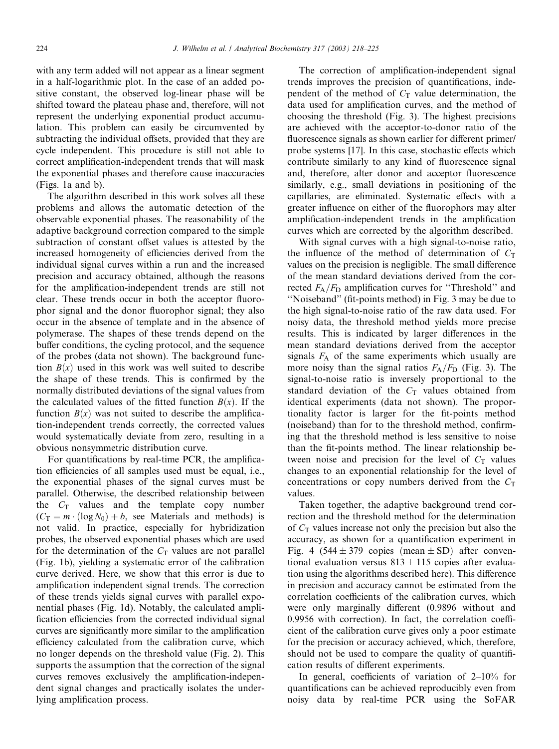with any term added will not appear as a linear segment in a half-logarithmic plot. In the case of an added positive constant, the observed log-linear phase will be shifted toward the plateau phase and, therefore, will not represent the underlying exponential product accumulation. This problem can easily be circumvented by subtracting the individual offsets, provided that they are cycle independent. This procedure is still not able to correct amplification-independent trends that will mask the exponential phases and therefore cause inaccuracies (Figs. 1a and b).

The algorithm described in this work solves all these problems and allows the automatic detection of the observable exponential phases. The reasonability of the adaptive background correction compared to the simple subtraction of constant offset values is attested by the increased homogeneity of efficiencies derived from the individual signal curves within a run and the increased precision and accuracy obtained, although the reasons for the amplification-independent trends are still not clear. These trends occur in both the acceptor fluorophor signal and the donor fluorophor signal; they also occur in the absence of template and in the absence of polymerase. The shapes of these trends depend on the buffer conditions, the cycling protocol, and the sequence of the probes (data not shown). The background function $B(x)$ used in this work was well suited to describe the shape of these trends. This is confirmed by the normally distributed deviations of the signal values from the calculated values of the fitted function $B(x)$. If the function $B(x)$ was not suited to describe the amplification-independent trends correctly, the corrected values would systematically deviate from zero, resulting in a obvious nonsymmetric distribution curve.

For quantifications by real-time PCR, the amplification efficiencies of all samples used must be equal, i.e., the exponential phases of the signal curves must be parallel. Otherwise, the described relationship between the $C_T$ values and the template copy number ($C_T = m \cdot (\log N_0) + b$, see Materials and methods) is not valid. In practice, especially for hybridization probes, the observed exponential phases which are used for the determination of the $C_T$ values are not parallel (Fig. 1b), yielding a systematic error of the calibration curve derived. Here, we show that this error is due to amplification independent signal trends. The correction of these trends yields signal curves with parallel exponential phases (Fig. 1d). Notably, the calculated amplification efficiencies from the corrected individual signal curves are significantly more similar to the amplification efficiency calculated from the calibration curve, which no longer depends on the threshold value (Fig. 2). This supports the assumption that the correction of the signal curves removes exclusively the amplification-independent signal changes and practically isolates the underlying amplification process.

The correction of amplification-independent signal trends improves the precision of quantifications, independent of the method of $C_T$ value determination, the data used for amplification curves, and the method of choosing the threshold (Fig. 3). The highest precisions are achieved with the acceptor-to-donor ratio of the fluorescence signals as shown earlier for different primer/probe systems [17]. In this case, stochastic effects which contribute similarly to any kind of fluorescence signal and, therefore, alter donor and acceptor fluorescence similarly, e.g., small deviations in positioning of the capillaries, are eliminated. Systematic effects with a greater influence on either of the fluorophors may alter amplification-independent trends in the amplification curves which are corrected by the algorithm described.

With signal curves with a high signal-to-noise ratio, the influence of the method of determination of $C_T$ values on the precision is negligible. The small difference of the mean standard deviations derived from the corrected $F_A/F_D$ amplification curves for "Threshold" and "Noiseband" (fit-points method) in Fig. 3 may be due to the high signal-to-noise ratio of the raw data used. For noisy data, the threshold method yields more precise results. This is indicated by larger differences in the mean standard deviations derived from the acceptor signals $F_A$ of the same experiments which usually are more noisy than the signal ratios $F_A/F_D$ (Fig. 3). The signal-to-noise ratio is inversely proportional to the standard deviation of the $C_T$ values obtained from identical experiments (data not shown). The proportionality factor is larger for the fit-points method (noiseband) than for to the threshold method, confirming that the threshold method is less sensitive to noise than the fit-points method. The linear relationship between noise and precision for the level of $C_T$ values changes to an exponential relationship for the level of concentrations or copy numbers derived from the $C_T$ values.

Taken together, the adaptive background trend correction and the threshold method for the determination of $C_T$ values increase not only the precision but also the accuracy, as shown for a quantification experiment in Fig. 4 ($544 \pm 379$ copies (mean $\pm$ SD) after conventional evaluation versus $813 \pm 115$ copies after evaluation using the algorithms described here). This difference in precision and accuracy cannot be estimated from the correlation coefficients of the calibration curves, which were only marginally different (0.9896 without and 0.9956 with correction). In fact, the correlation coefficient of the calibration curve gives only a poor estimate for the precision or accuracy achieved, which, therefore, should not be used to compare the quality of quantification results of different experiments.

In general, coefficients of variation of 2–10% for quantifications can be achieved reproducibly even from noisy data by real-time PCR using the SoFAR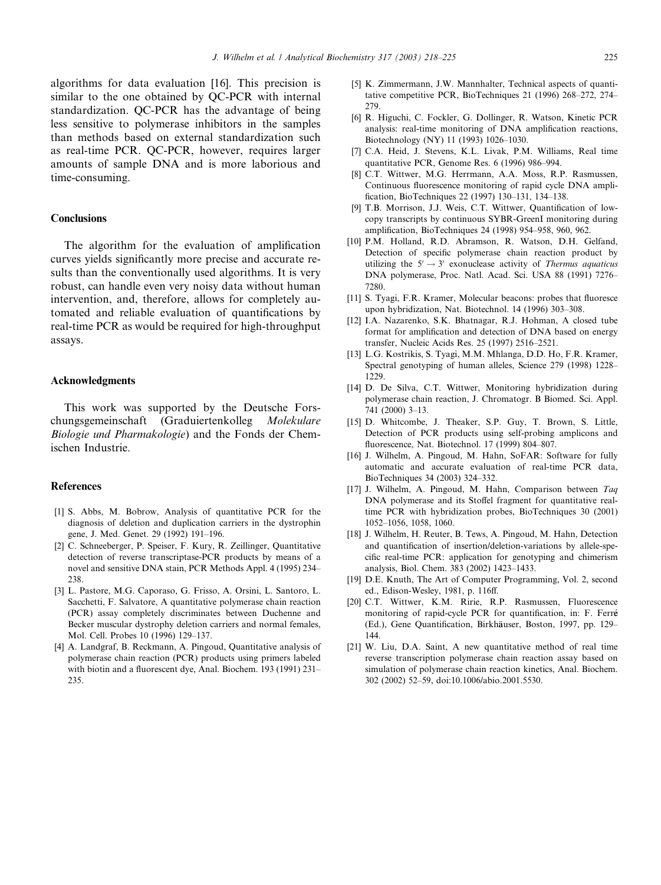algorithms for data evaluation [16]. This precision is similar to the one obtained by QC-PCR with internal standardization. QC-PCR has the advantage of being less sensitive to polymerase inhibitors in the samples than methods based on external standardization such as real-time PCR. QC-PCR, however, requires larger amounts of sample DNA and is more laborious and time-consuming.

## Conclusions

The algorithm for the evaluation of amplification curves yields significantly more precise and accurate results than the conventionally used algorithms. It is very robust, can handle even very noisy data without human intervention, and, therefore, allows for completely automated and reliable evaluation of quantifications by real-time PCR as would be required for high-throughput assays.

## Acknowledgments

This work was supported by the Deutsche Forschungsgemeinschaft (Graduiertenkolleg *Molekulare Biologie und Pharmakologie*) and the Fonds der Chemischen Industrie.

## References

[1] S. Abbs, M. Bobrow, Analysis of quantitative PCR for the diagnosis of deletion and duplication carriers in the dystrophin gene, J. Med. Genet. 29 (1992) 191–196.

[2] C. Schneeberger, P. Speiser, F. Kury, R. Zeillinger, Quantitative detection of reverse transcriptase-PCR products by means of a novel and sensitive DNA stain, PCR Methods Appl. 4 (1995) 234–238.

[3] L. Pastore, M.G. Caporaso, G. Frisso, A. Orsini, L. Santoro, L. Sacchetti, F. Salvatore, A quantitative polymerase chain reaction (PCR) assay completely discriminates between Duchenne and Becker muscular dystrophy deletion carriers and normal females, Mol. Cell. Probes 10 (1996) 129–137.

[4] A. Landgraf, B. Reckmann, A. Pingoud, Quantitative analysis of polymerase chain reaction (PCR) products using primers labeled with biotin and a fluorescent dye, Anal. Biochem. 193 (1991) 231–235.

[5] K. Zimmermann, J.W. Mannhalter, Technical aspects of quantitative competitive PCR, BioTechniques 21 (1996) 268–272, 274–279.

[6] R. Higuchi, C. Fockler, G. Dollinger, R. Watson, Kinetic PCR analysis: real-time monitoring of DNA amplification reactions, Biotechnology (NY) 11 (1993) 1026–1030.

[7] C.A. Heid, J. Stevens, K.L. Livak, P.M. Williams, Real time quantitative PCR, Genome Res. 6 (1996) 986–994.

[8] C.T. Wittwer, M.G. Herrmann, A.A. Moss, R.P. Rasmussen, Continuous fluorescence monitoring of rapid cycle DNA amplification, BioTechniques 22 (1997) 130–131, 134–138.

[9] T.B. Morrison, J.J. Weis, C.T. Wittwer, Quantification of low-copy transcripts by continuous SYBR-GreenI monitoring during amplification, BioTechniques 24 (1998) 954–958, 960, 962.

[10] P.M. Holland, R.D. Abramson, R. Watson, D.H. Gelfand, Detection of specific polymerase chain reaction product by utilizing the $5' \rightarrow 3'$ exonuclease activity of *Thermus aquaticus* DNA polymerase, Proc. Natl. Acad. Sci. USA 88 (1991) 7276–7280.

[11] S. Tyagi, F.R. Kramer, Molecular beacons: probes that fluoresce upon hybridization, Nat. Biotechnol. 14 (1996) 303–308.

[12] I.A. Nazarenko, S.K. Bhatnagar, R.J. Hohman, A closed tube format for amplification and detection of DNA based on energy transfer, Nucleic Acids Res. 25 (1997) 2516–2521.

[13] L.G. Kostrikis, S. Tyagi, M.M. Mhlanga, D.D. Ho, F.R. Kramer, Spectral genotyping of human alleles, Science 279 (1998) 1228–1229.

[14] D. De Silva, C.T. Wittwer, Monitoring hybridization during polymerase chain reaction, J. Chromatogr. B Biomed. Sci. Appl. 741 (2000) 3–13.

[15] D. Whitcombe, J. Theaker, S.P. Guy, T. Brown, S. Little, Detection of PCR products using self-probing amplicons and fluorescence, Nat. Biotechnol. 17 (1999) 804–807.

[16] J. Wilhelm, A. Pingoud, M. Hahn, SoFAR: Software for fully automatic and accurate evaluation of real-time PCR data, BioTechniques 34 (2003) 324–332.

[17] J. Wilhelm, A. Pingoud, M. Hahn, Comparison between *Taq* DNA polymerase and its Stoffel fragment for quantitative real-time PCR with hybridization probes, BioTechniques 30 (2001) 1052–1056, 1058, 1060.

[18] J. Wilhelm, H. Reuter, B. Tews, A. Pingoud, M. Hahn, Detection and quantification of insertion/deletion-variations by allele-specific real-time PCR: application for genotyping and chimerism analysis, Biol. Chem. 383 (2002) 1423–1433.

[19] D.E. Knuth, The Art of Computer Programming, Vol. 2, second ed., Edison-Wesley, 1981, p. 116ff.

[20] C.T. Wittwer, K.M. Ririe, R.P. Rasmussen, Fluorescence monitoring of rapid-cycle PCR for quantification, in: F. Ferré (Ed.), Gene Quantification, Birkhäuser, Boston, 1997, pp. 129–144.

[21] W. Liu, D.A. Saint, A new quantitative method of real time reverse transcription polymerase chain reaction assay based on simulation of polymerase chain reaction kinetics, Anal. Biochem. 302 (2002) 52–59, doi:10.1006/abio.2001.5530.